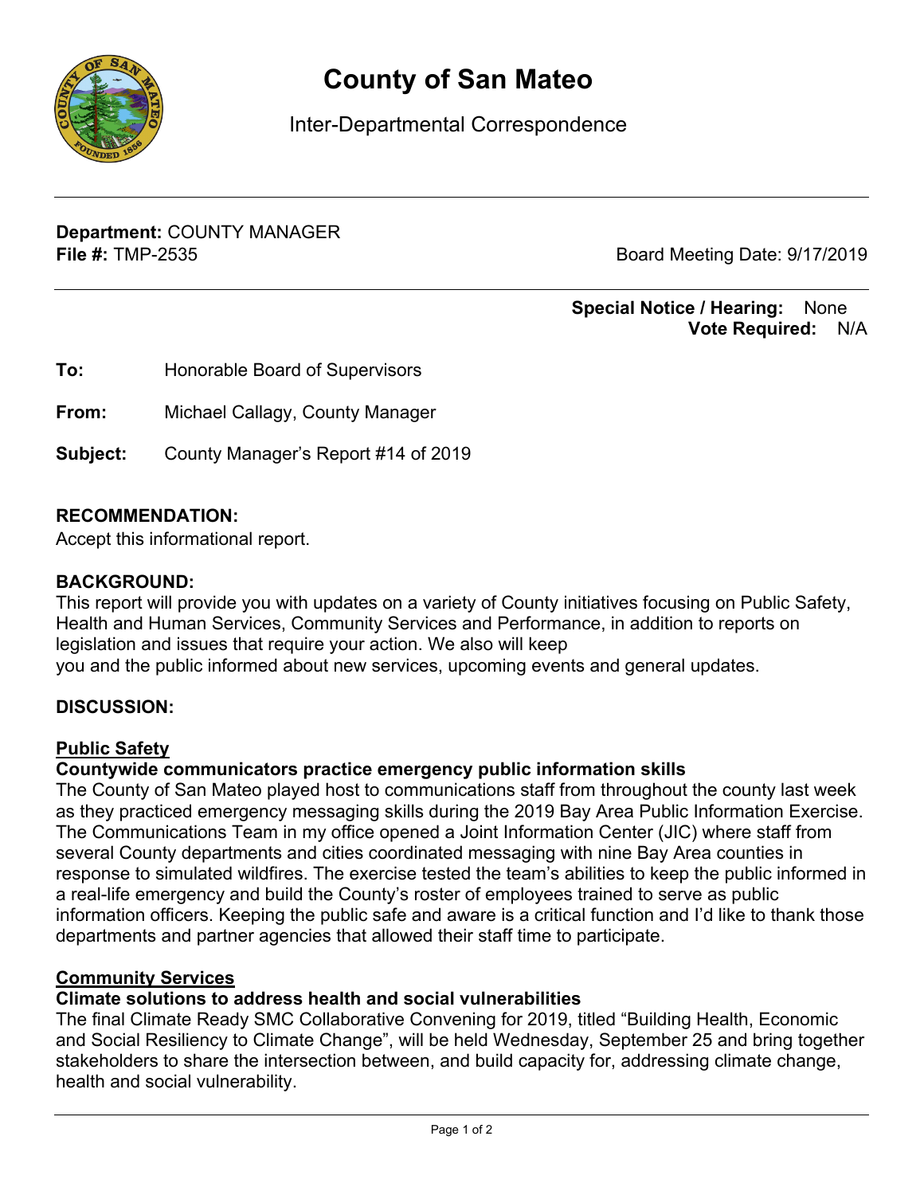# County of San Mateo

Inter-Departmental Correspondence

**Department:** COUNTY MANAGER
**File #:** TMP-2535

Board Meeting Date: 9/17/2019

**Special Notice / Hearing:** None
**Vote Required:** N/A

**To:** Honorable Board of Supervisors

**From:** Michael Callagy, County Manager

**Subject:** County Manager's Report #14 of 2019

## RECOMMENDATION:

Accept this informational report.

## BACKGROUND:

This report will provide you with updates on a variety of County initiatives focusing on Public Safety, Health and Human Services, Community Services and Performance, in addition to reports on legislation and issues that require your action. We also will keep you and the public informed about new services, upcoming events and general updates.

## DISCUSSION:

### Public Safety

**Countywide communicators practice emergency public information skills**

The County of San Mateo played host to communications staff from throughout the county last week as they practiced emergency messaging skills during the 2019 Bay Area Public Information Exercise. The Communications Team in my office opened a Joint Information Center (JIC) where staff from several County departments and cities coordinated messaging with nine Bay Area counties in response to simulated wildfires. The exercise tested the team's abilities to keep the public informed in a real-life emergency and build the County's roster of employees trained to serve as public information officers. Keeping the public safe and aware is a critical function and I'd like to thank those departments and partner agencies that allowed their staff time to participate.

### Community Services

**Climate solutions to address health and social vulnerabilities**

The final Climate Ready SMC Collaborative Convening for 2019, titled "Building Health, Economic and Social Resiliency to Climate Change", will be held Wednesday, September 25 and bring together stakeholders to share the intersection between, and build capacity for, addressing climate change, health and social vulnerability.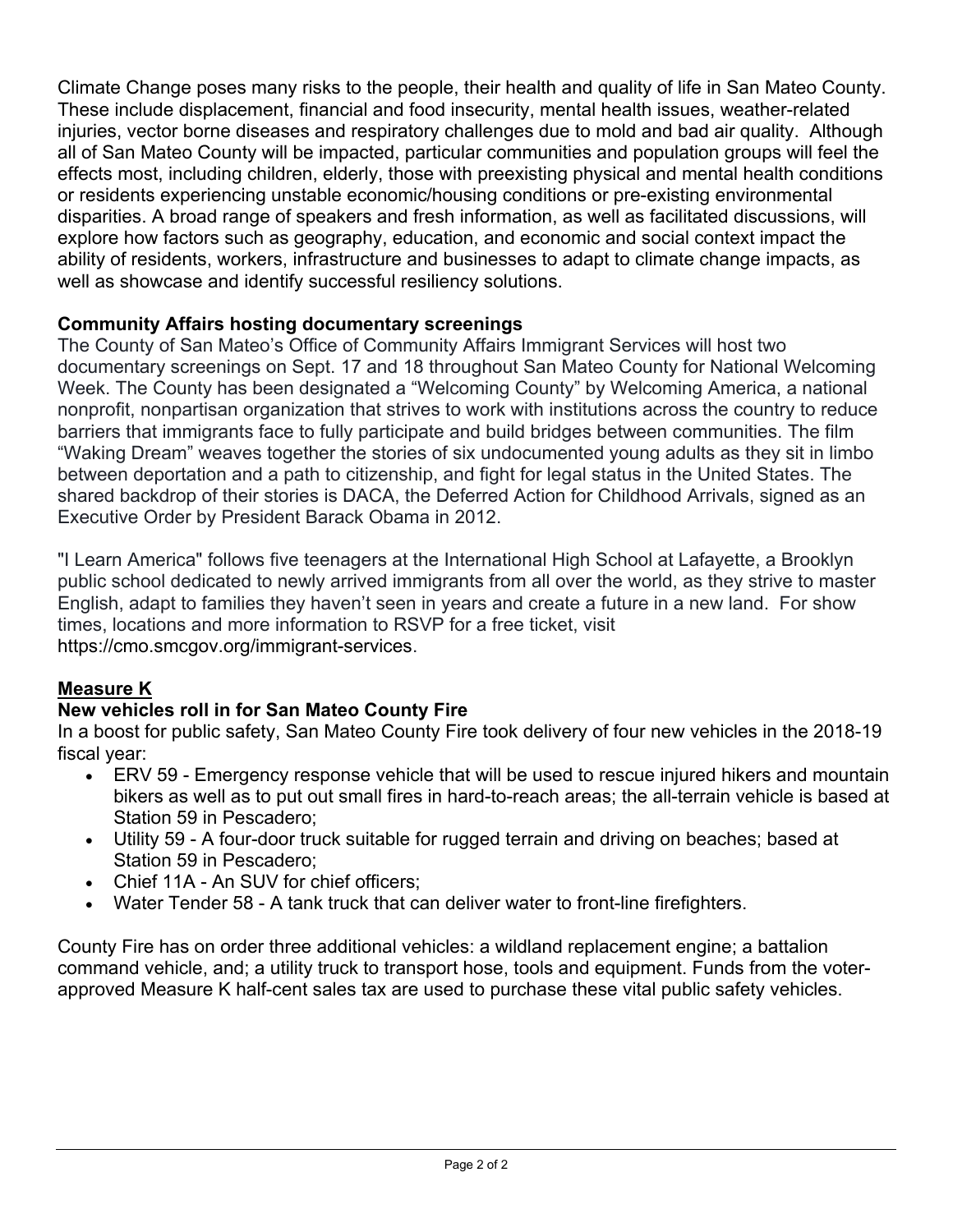Climate Change poses many risks to the people, their health and quality of life in San Mateo County. These include displacement, financial and food insecurity, mental health issues, weather-related injuries, vector borne diseases and respiratory challenges due to mold and bad air quality. Although all of San Mateo County will be impacted, particular communities and population groups will feel the effects most, including children, elderly, those with preexisting physical and mental health conditions or residents experiencing unstable economic/housing conditions or pre-existing environmental disparities. A broad range of speakers and fresh information, as well as facilitated discussions, will explore how factors such as geography, education, and economic and social context impact the ability of residents, workers, infrastructure and businesses to adapt to climate change impacts, as well as showcase and identify successful resiliency solutions.

**Community Affairs hosting documentary screenings**

The County of San Mateo's Office of Community Affairs Immigrant Services will host two documentary screenings on Sept. 17 and 18 throughout San Mateo County for National Welcoming Week. The County has been designated a "Welcoming County" by Welcoming America, a national nonprofit, nonpartisan organization that strives to work with institutions across the country to reduce barriers that immigrants face to fully participate and build bridges between communities. The film "Waking Dream" weaves together the stories of six undocumented young adults as they sit in limbo between deportation and a path to citizenship, and fight for legal status in the United States. The shared backdrop of their stories is DACA, the Deferred Action for Childhood Arrivals, signed as an Executive Order by President Barack Obama in 2012.

"I Learn America" follows five teenagers at the International High School at Lafayette, a Brooklyn public school dedicated to newly arrived immigrants from all over the world, as they strive to master English, adapt to families they haven't seen in years and create a future in a new land. For show times, locations and more information to RSVP for a free ticket, visit https://cmo.smcgov.org/immigrant-services.

## Measure K

**New vehicles roll in for San Mateo County Fire**

In a boost for public safety, San Mateo County Fire took delivery of four new vehicles in the 2018-19 fiscal year:

- ERV 59 - Emergency response vehicle that will be used to rescue injured hikers and mountain bikers as well as to put out small fires in hard-to-reach areas; the all-terrain vehicle is based at Station 59 in Pescadero;
- Utility 59 - A four-door truck suitable for rugged terrain and driving on beaches; based at Station 59 in Pescadero;
- Chief 11A - An SUV for chief officers;
- Water Tender 58 - A tank truck that can deliver water to front-line firefighters.

County Fire has on order three additional vehicles: a wildland replacement engine; a battalion command vehicle, and; a utility truck to transport hose, tools and equipment. Funds from the voter-approved Measure K half-cent sales tax are used to purchase these vital public safety vehicles.